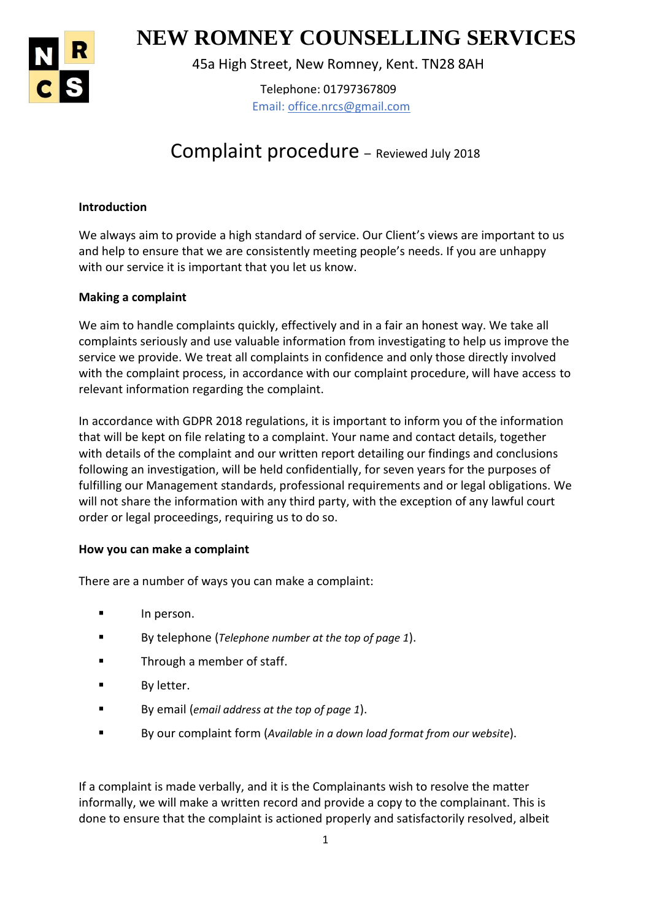# NEW ROMNEY COUNSELLING SERVICES

45a High Street, New Romney, Kent. TN28 8AH

Telephone: 01797367809

Email: office.nrcs@gmail.com

## Complaint procedure – Reviewed July 2018

**Introduction**

We always aim to provide a high standard of service. Our Client's views are important to us and help to ensure that we are consistently meeting people's needs. If you are unhappy with our service it is important that you let us know.

**Making a complaint**

We aim to handle complaints quickly, effectively and in a fair an honest way. We take all complaints seriously and use valuable information from investigating to help us improve the service we provide. We treat all complaints in confidence and only those directly involved with the complaint process, in accordance with our complaint procedure, will have access to relevant information regarding the complaint.

In accordance with GDPR 2018 regulations, it is important to inform you of the information that will be kept on file relating to a complaint. Your name and contact details, together with details of the complaint and our written report detailing our findings and conclusions following an investigation, will be held confidentially, for seven years for the purposes of fulfilling our Management standards, professional requirements and or legal obligations. We will not share the information with any third party, with the exception of any lawful court order or legal proceedings, requiring us to do so.

**How you can make a complaint**

There are a number of ways you can make a complaint:

- In person.
- By telephone (*Telephone number at the top of page 1*).
- Through a member of staff.
- By letter.
- By email (*email address at the top of page 1*).
- By our complaint form (*Available in a down load format from our website*).

If a complaint is made verbally, and it is the Complainants wish to resolve the matter informally, we will make a written record and provide a copy to the complainant. This is done to ensure that the complaint is actioned properly and satisfactorily resolved, albeit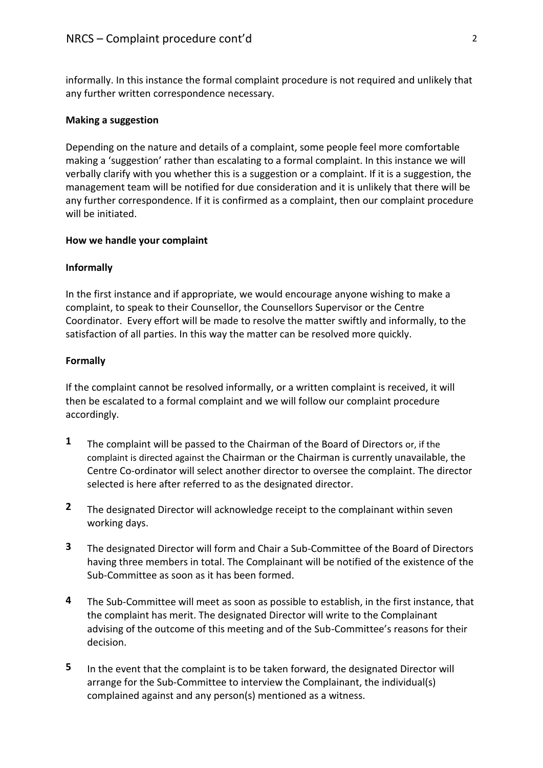informally. In this instance the formal complaint procedure is not required and unlikely that any further written correspondence necessary.

**Making a suggestion**

Depending on the nature and details of a complaint, some people feel more comfortable making a 'suggestion' rather than escalating to a formal complaint. In this instance we will verbally clarify with you whether this is a suggestion or a complaint. If it is a suggestion, the management team will be notified for due consideration and it is unlikely that there will be any further correspondence. If it is confirmed as a complaint, then our complaint procedure will be initiated.

**How we handle your complaint**

**Informally**

In the first instance and if appropriate, we would encourage anyone wishing to make a complaint, to speak to their Counsellor, the Counsellors Supervisor or the Centre Coordinator. Every effort will be made to resolve the matter swiftly and informally, to the satisfaction of all parties. In this way the matter can be resolved more quickly.

**Formally**

If the complaint cannot be resolved informally, or a written complaint is received, it will then be escalated to a formal complaint and we will follow our complaint procedure accordingly.

1. The complaint will be passed to the Chairman of the Board of Directors or, if the complaint is directed against the Chairman or the Chairman is currently unavailable, the Centre Co-ordinator will select another director to oversee the complaint. The director selected is here after referred to as the designated director.

2. The designated Director will acknowledge receipt to the complainant within seven working days.

3. The designated Director will form and Chair a Sub-Committee of the Board of Directors having three members in total. The Complainant will be notified of the existence of the Sub-Committee as soon as it has been formed.

4. The Sub-Committee will meet as soon as possible to establish, in the first instance, that the complaint has merit. The designated Director will write to the Complainant advising of the outcome of this meeting and of the Sub-Committee's reasons for their decision.

5. In the event that the complaint is to be taken forward, the designated Director will arrange for the Sub-Committee to interview the Complainant, the individual(s) complained against and any person(s) mentioned as a witness.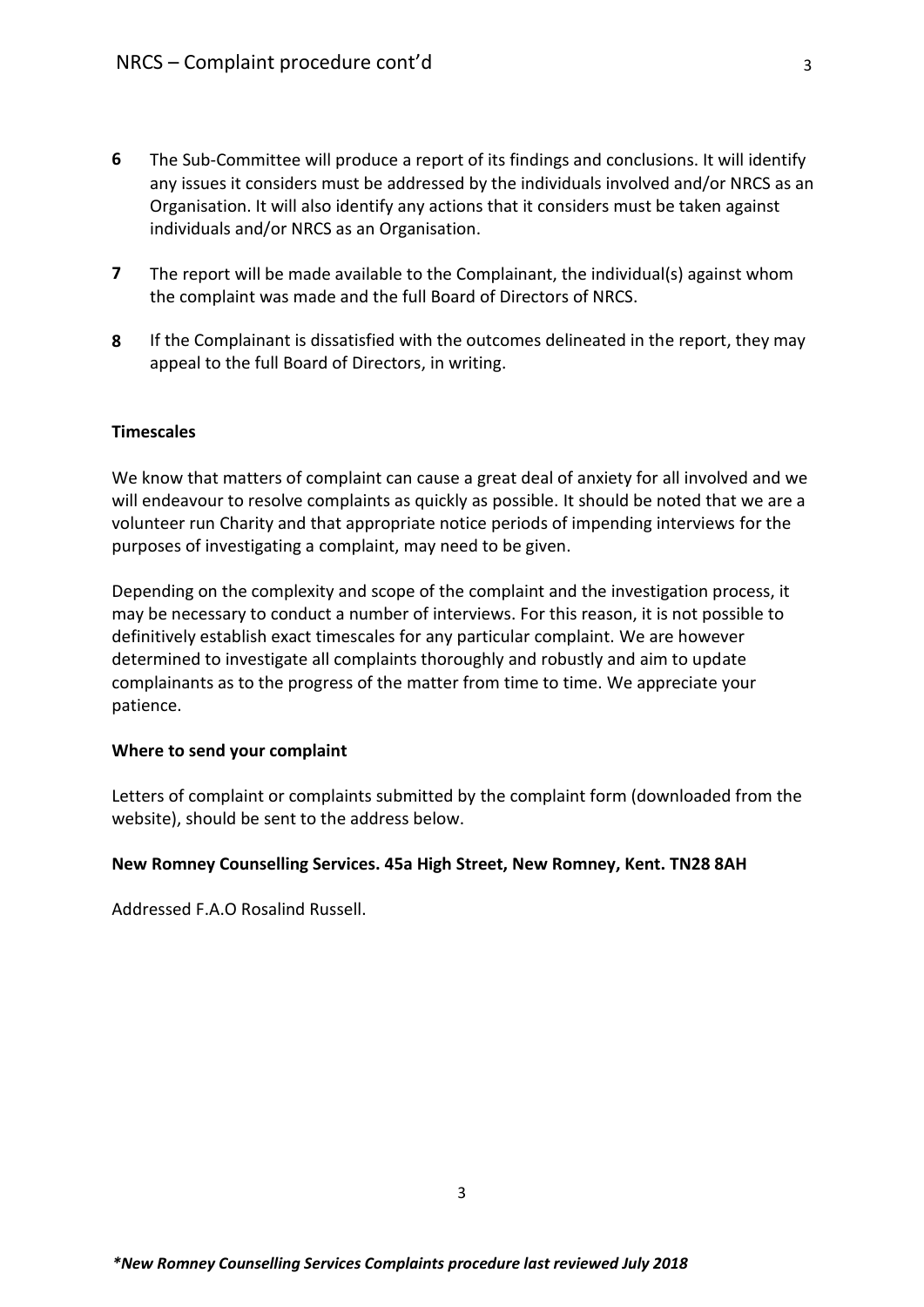6. The Sub-Committee will produce a report of its findings and conclusions. It will identify any issues it considers must be addressed by the individuals involved and/or NRCS as an Organisation. It will also identify any actions that it considers must be taken against individuals and/or NRCS as an Organisation.

7. The report will be made available to the Complainant, the individual(s) against whom the complaint was made and the full Board of Directors of NRCS.

8. If the Complainant is dissatisfied with the outcomes delineated in the report, they may appeal to the full Board of Directors, in writing.

**Timescales**

We know that matters of complaint can cause a great deal of anxiety for all involved and we will endeavour to resolve complaints as quickly as possible. It should be noted that we are a volunteer run Charity and that appropriate notice periods of impending interviews for the purposes of investigating a complaint, may need to be given.

Depending on the complexity and scope of the complaint and the investigation process, it may be necessary to conduct a number of interviews. For this reason, it is not possible to definitively establish exact timescales for any particular complaint. We are however determined to investigate all complaints thoroughly and robustly and aim to update complainants as to the progress of the matter from time to time. We appreciate your patience.

**Where to send your complaint**

Letters of complaint or complaints submitted by the complaint form (downloaded from the website), should be sent to the address below.

**New Romney Counselling Services. 45a High Street, New Romney, Kent. TN28 8AH**

Addressed F.A.O Rosalind Russell.

***New Romney Counselling Services Complaints procedure last reviewed July 2018***